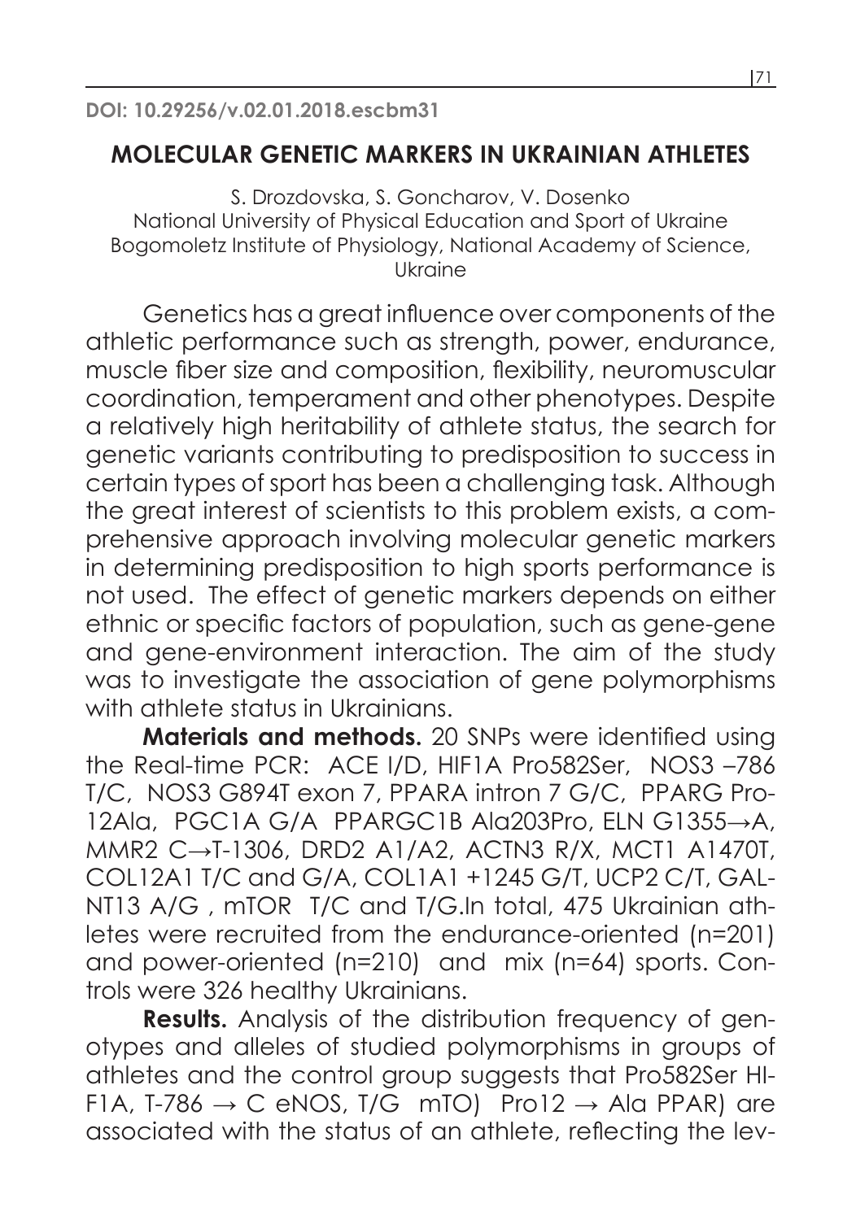DOI: 10.29256/v.02.01.2018.escbm31

# MOLECULAR GENETIC MARKERS IN UKRAINIAN ATHLETES

S. Drozdovska, S. Goncharov, V. Dosenko
National University of Physical Education and Sport of Ukraine
Bogomoletz Institute of Physiology, National Academy of Science, Ukraine

Genetics has a great influence over components of the athletic performance such as strength, power, endurance, muscle fiber size and composition, flexibility, neuromuscular coordination, temperament and other phenotypes. Despite a relatively high heritability of athlete status, the search for genetic variants contributing to predisposition to success in certain types of sport has been a challenging task. Although the great interest of scientists to this problem exists, a comprehensive approach involving molecular genetic markers in determining predisposition to high sports performance is not used. The effect of genetic markers depends on either ethnic or specific factors of population, such as gene-gene and gene-environment interaction. The aim of the study was to investigate the association of gene polymorphisms with athlete status in Ukrainians.

**Materials and methods.** 20 SNPs were identified using the Real-time PCR: ACE I/D, HIF1A Pro582Ser, NOS3 –786 T/C, NOS3 G894T exon 7, PPARA intron 7 G/C, PPARG Pro12Ala, PGC1A G/A PPARGC1B Ala203Pro, ELN G1355→A, MMR2 C→T-1306, DRD2 A1/A2, ACTN3 R/X, MCT1 A1470T, COL12A1 T/C and G/A, COL1A1 +1245 G/T, UCP2 C/T, GALNT13 A/G , mTOR T/C and T/G.In total, 475 Ukrainian athletes were recruited from the endurance-oriented (n=201) and power-oriented (n=210) and mix (n=64) sports. Controls were 326 healthy Ukrainians.

**Results.** Analysis of the distribution frequency of genotypes and alleles of studied polymorphisms in groups of athletes and the control group suggests that Pro582Ser HIF1A, T-786 → C eNOS, T/G mTO) Pro12 → Ala PPAR) are associated with the status of an athlete, reflecting the lev-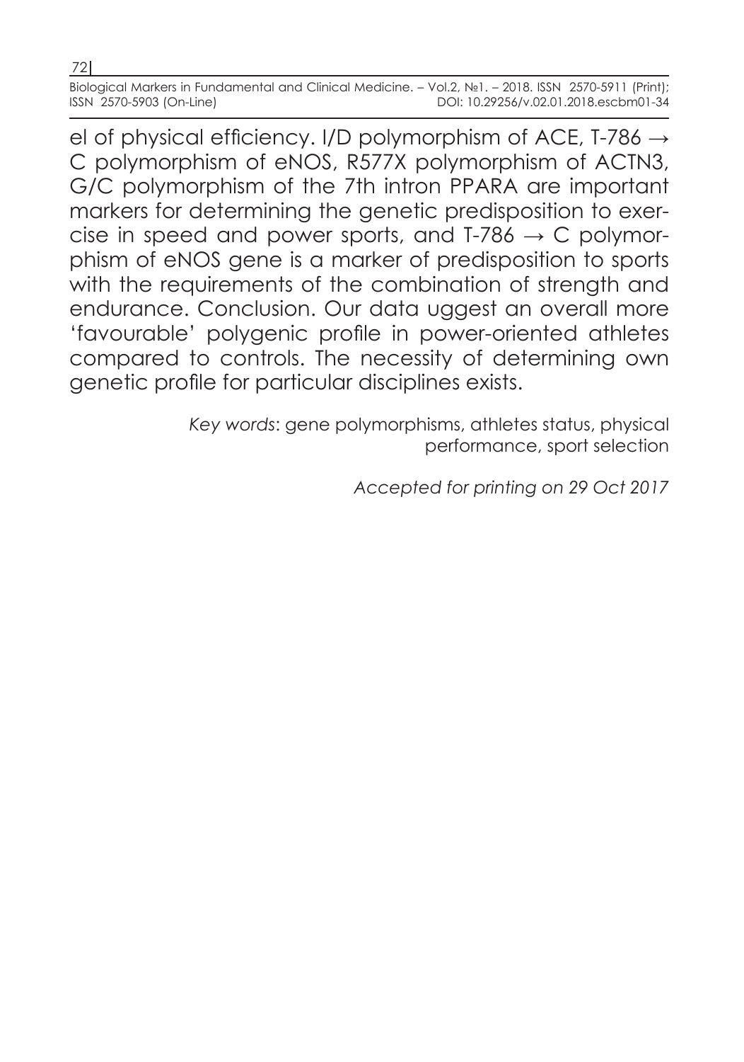el of physical efficiency. I/D polymorphism of ACE, T-786 → C polymorphism of eNOS, R577X polymorphism of ACTN3, G/C polymorphism of the 7th intron PPARA are important markers for determining the genetic predisposition to exercise in speed and power sports, and T-786 → C polymorphism of eNOS gene is a marker of predisposition to sports with the requirements of the combination of strength and endurance. Conclusion. Our data uggest an overall more 'favourable' polygenic profile in power-oriented athletes compared to controls. The necessity of determining own genetic profile for particular disciplines exists.

*Key words*: gene polymorphisms, athletes status, physical performance, sport selection

*Accepted for printing on 29 Oct 2017*